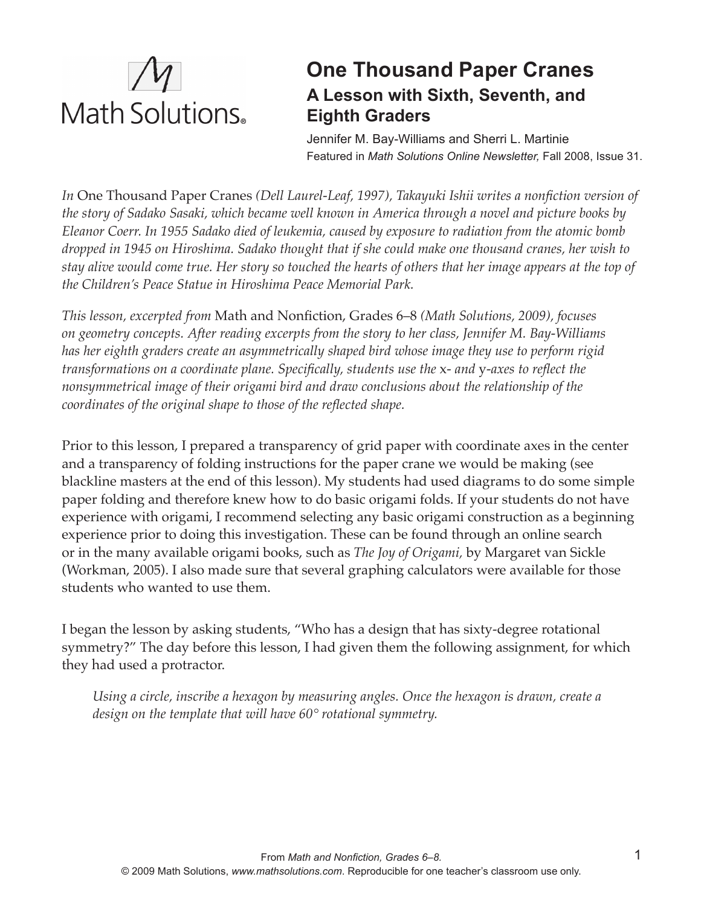Math Solutions®

# One Thousand Paper Cranes

## A Lesson with Sixth, Seventh, and Eighth Graders

Jennifer M. Bay-Williams and Sherri L. Martinie
Featured in *Math Solutions Online Newsletter*, Fall 2008, Issue 31.

*In* One Thousand Paper Cranes *(Dell Laurel-Leaf, 1997), Takayuki Ishii writes a nonfiction version of the story of Sadako Sasaki, which became well known in America through a novel and picture books by Eleanor Coerr. In 1955 Sadako died of leukemia, caused by exposure to radiation from the atomic bomb dropped in 1945 on Hiroshima. Sadako thought that if she could make one thousand cranes, her wish to stay alive would come true. Her story so touched the hearts of others that her image appears at the top of the Children's Peace Statue in Hiroshima Peace Memorial Park.*

*This lesson, excerpted from* Math and Nonfiction, Grades 6–8 *(Math Solutions, 2009), focuses on geometry concepts. After reading excerpts from the story to her class, Jennifer M. Bay-Williams has her eighth graders create an asymmetrically shaped bird whose image they use to perform rigid transformations on a coordinate plane. Specifically, students use the* x- *and* y-*axes to reflect the nonsymmetrical image of their origami bird and draw conclusions about the relationship of the coordinates of the original shape to those of the reflected shape.*

Prior to this lesson, I prepared a transparency of grid paper with coordinate axes in the center and a transparency of folding instructions for the paper crane we would be making (see blackline masters at the end of this lesson). My students had used diagrams to do some simple paper folding and therefore knew how to do basic origami folds. If your students do not have experience with origami, I recommend selecting any basic origami construction as a beginning experience prior to doing this investigation. These can be found through an online search or in the many available origami books, such as *The Joy of Origami,* by Margaret van Sickle (Workman, 2005). I also made sure that several graphing calculators were available for those students who wanted to use them.

I began the lesson by asking students, "Who has a design that has sixty-degree rotational symmetry?" The day before this lesson, I had given them the following assignment, for which they had used a protractor.

> *Using a circle, inscribe a hexagon by measuring angles. Once the hexagon is drawn, create a design on the template that will have 60° rotational symmetry.*

From *Math and Nonfiction, Grades 6–8.*
© 2009 Math Solutions, *www.mathsolutions.com*. Reproducible for one teacher's classroom use only.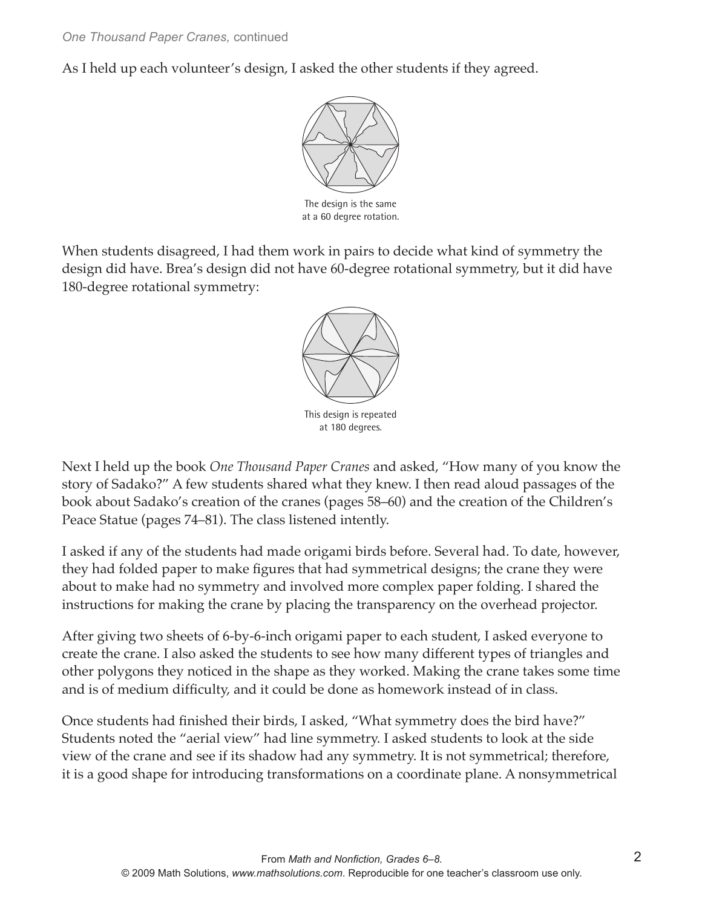As I held up each volunteer's design, I asked the other students if they agreed.

The design is the same at a 60 degree rotation.

When students disagreed, I had them work in pairs to decide what kind of symmetry the design did have. Brea's design did not have 60-degree rotational symmetry, but it did have 180-degree rotational symmetry:

This design is repeated at 180 degrees.

Next I held up the book *One Thousand Paper Cranes* and asked, "How many of you know the story of Sadako?" A few students shared what they knew. I then read aloud passages of the book about Sadako's creation of the cranes (pages 58–60) and the creation of the Children's Peace Statue (pages 74–81). The class listened intently.

I asked if any of the students had made origami birds before. Several had. To date, however, they had folded paper to make figures that had symmetrical designs; the crane they were about to make had no symmetry and involved more complex paper folding. I shared the instructions for making the crane by placing the transparency on the overhead projector.

After giving two sheets of 6-by-6-inch origami paper to each student, I asked everyone to create the crane. I also asked the students to see how many different types of triangles and other polygons they noticed in the shape as they worked. Making the crane takes some time and is of medium difficulty, and it could be done as homework instead of in class.

Once students had finished their birds, I asked, "What symmetry does the bird have?" Students noted the "aerial view" had line symmetry. I asked students to look at the side view of the crane and see if its shadow had any symmetry. It is not symmetrical; therefore, it is a good shape for introducing transformations on a coordinate plane. A nonsymmetrical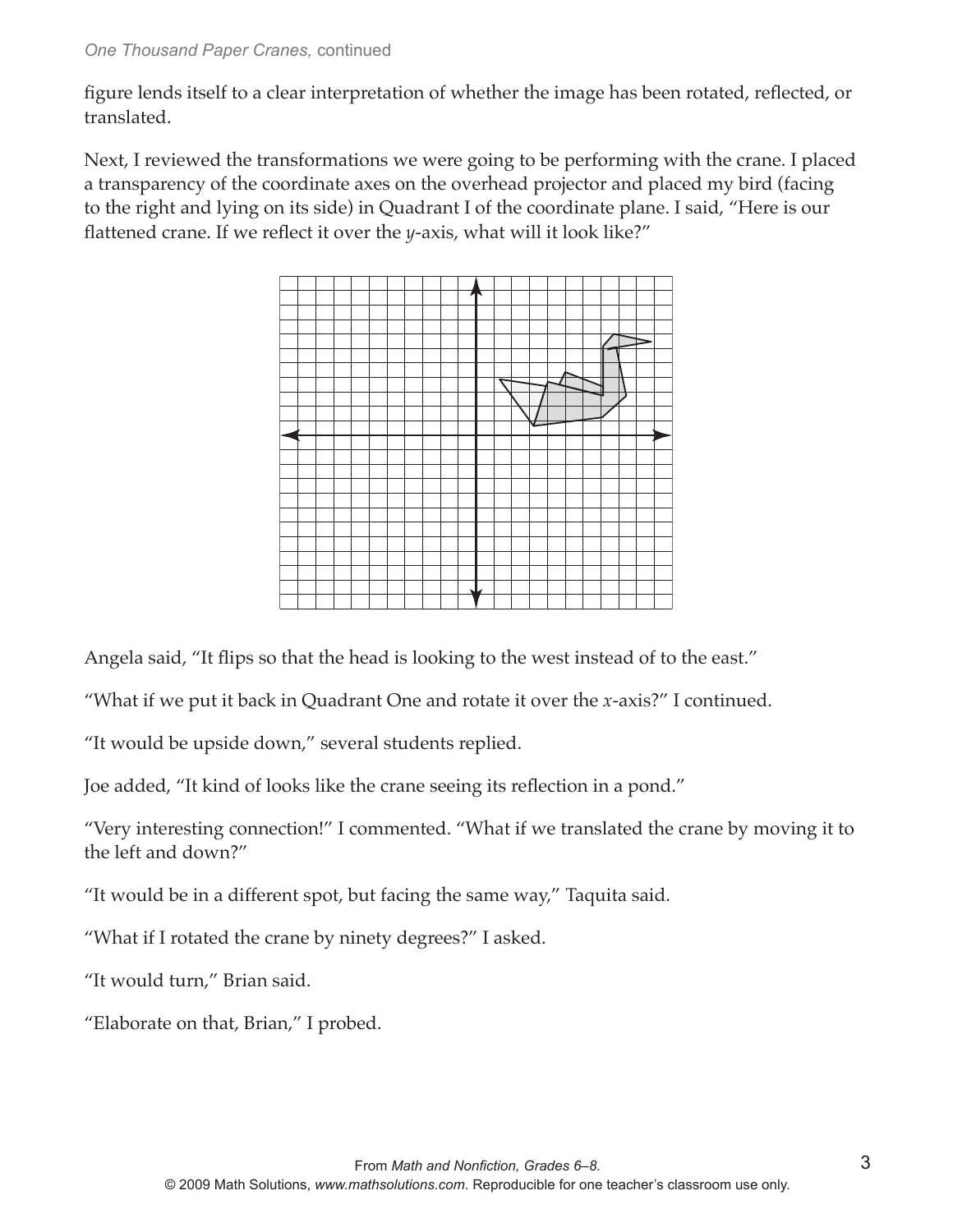figure lends itself to a clear interpretation of whether the image has been rotated, reflected, or translated.

Next, I reviewed the transformations we were going to be performing with the crane. I placed a transparency of the coordinate axes on the overhead projector and placed my bird (facing to the right and lying on its side) in Quadrant I of the coordinate plane. I said, "Here is our flattened crane. If we reflect it over the *y*-axis, what will it look like?"

Angela said, "It flips so that the head is looking to the west instead of to the east."

"What if we put it back in Quadrant One and rotate it over the *x*-axis?" I continued.

"It would be upside down," several students replied.

Joe added, "It kind of looks like the crane seeing its reflection in a pond."

"Very interesting connection!" I commented. "What if we translated the crane by moving it to the left and down?"

"It would be in a different spot, but facing the same way," Taquita said.

"What if I rotated the crane by ninety degrees?" I asked.

"It would turn," Brian said.

"Elaborate on that, Brian," I probed.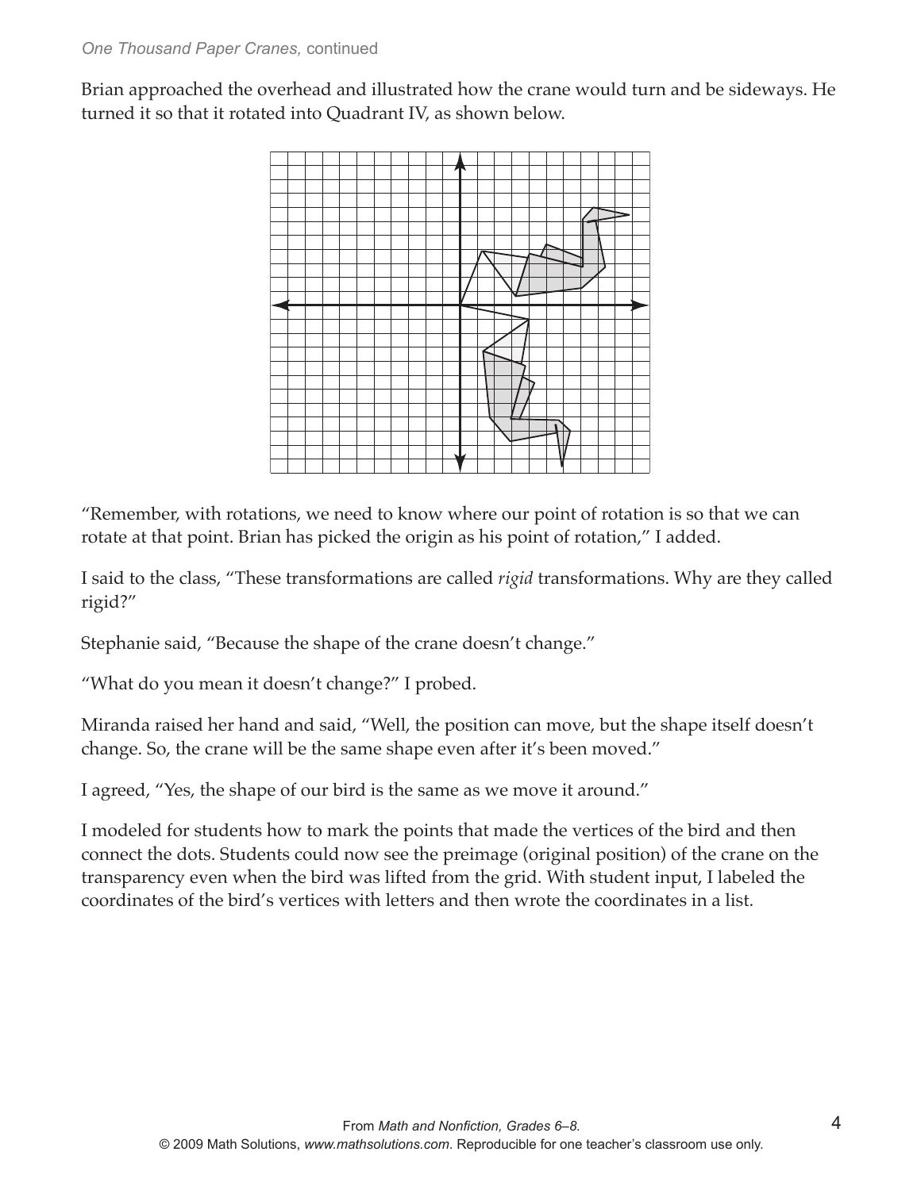Brian approached the overhead and illustrated how the crane would turn and be sideways. He turned it so that it rotated into Quadrant IV, as shown below.

"Remember, with rotations, we need to know where our point of rotation is so that we can rotate at that point. Brian has picked the origin as his point of rotation," I added.

I said to the class, "These transformations are called *rigid* transformations. Why are they called rigid?"

Stephanie said, "Because the shape of the crane doesn't change."

"What do you mean it doesn't change?" I probed.

Miranda raised her hand and said, "Well, the position can move, but the shape itself doesn't change. So, the crane will be the same shape even after it's been moved."

I agreed, "Yes, the shape of our bird is the same as we move it around."

I modeled for students how to mark the points that made the vertices of the bird and then connect the dots. Students could now see the preimage (original position) of the crane on the transparency even when the bird was lifted from the grid. With student input, I labeled the coordinates of the bird's vertices with letters and then wrote the coordinates in a list.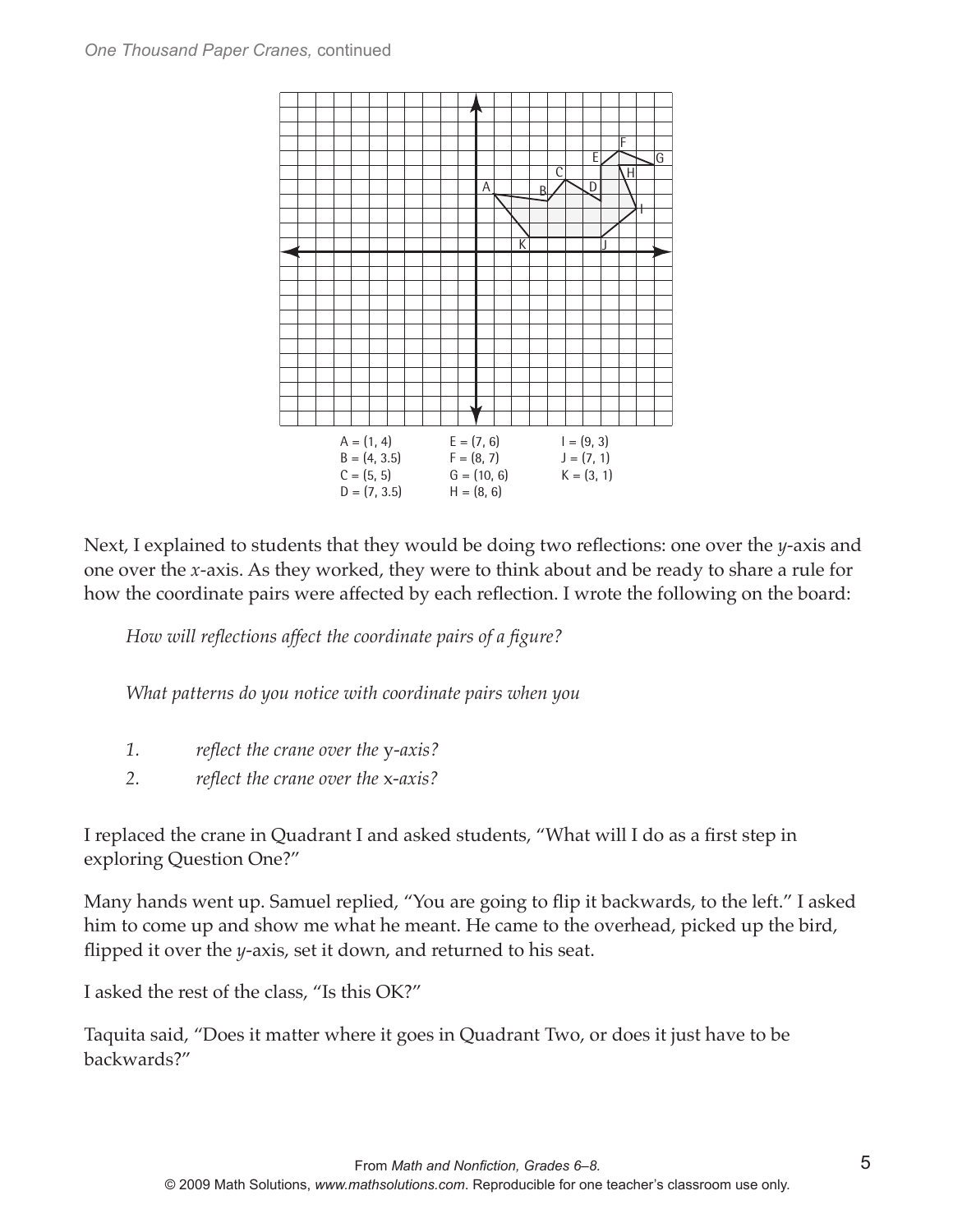A = (1, 4)
B = (4, 3.5)
C = (5, 5)
D = (7, 3.5)
E = (7, 6)
F = (8, 7)
G = (10, 6)
H = (8, 6)
I = (9, 3)
J = (7, 1)
K = (3, 1)

Next, I explained to students that they would be doing two reflections: one over the *y*-axis and one over the *x*-axis. As they worked, they were to think about and be ready to share a rule for how the coordinate pairs were affected by each reflection. I wrote the following on the board:

*How will reflections affect the coordinate pairs of a figure?*

*What patterns do you notice with coordinate pairs when you*

1. *reflect the crane over the* y*-axis?*
2. *reflect the crane over the* x*-axis?*

I replaced the crane in Quadrant I and asked students, "What will I do as a first step in exploring Question One?"

Many hands went up. Samuel replied, "You are going to flip it backwards, to the left." I asked him to come up and show me what he meant. He came to the overhead, picked up the bird, flipped it over the *y*-axis, set it down, and returned to his seat.

I asked the rest of the class, "Is this OK?"

Taquita said, "Does it matter where it goes in Quadrant Two, or does it just have to be backwards?"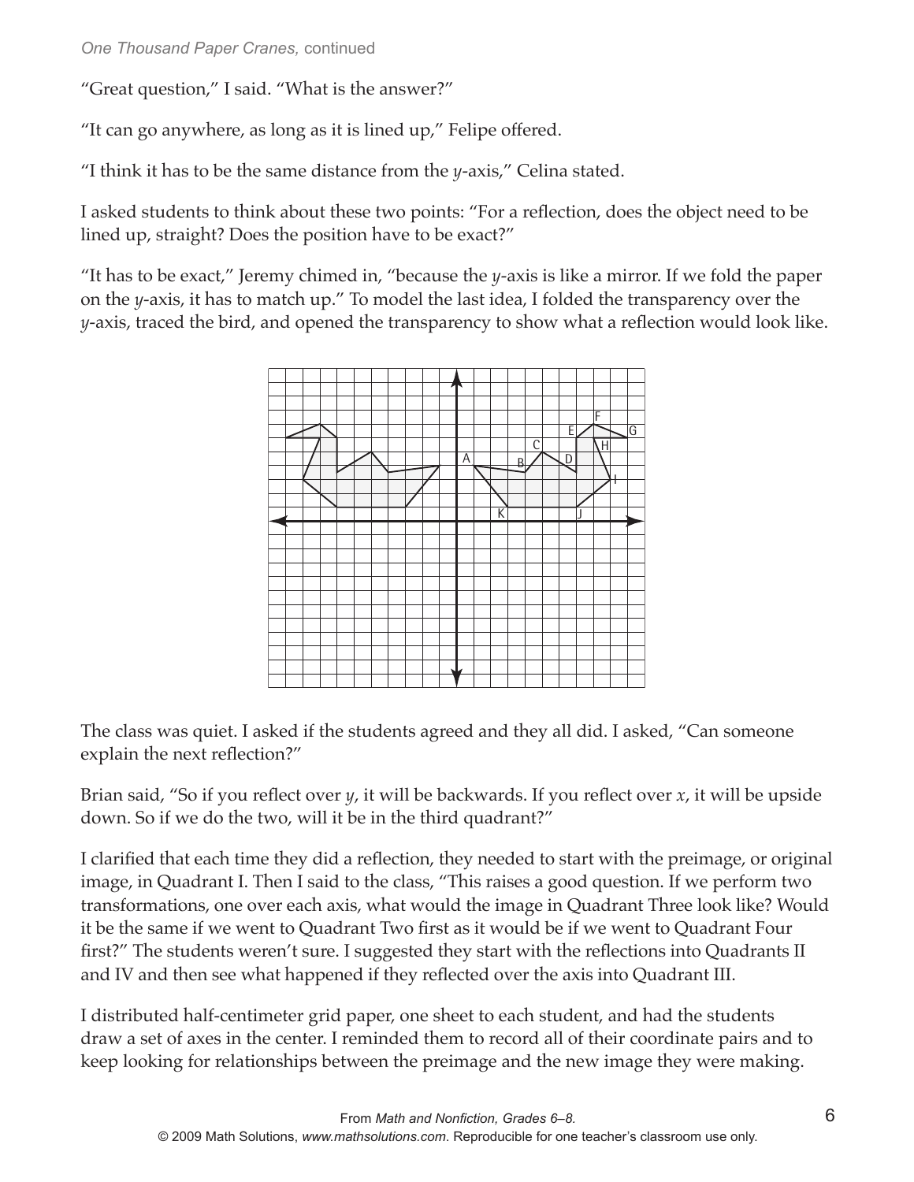"Great question," I said. "What is the answer?"

"It can go anywhere, as long as it is lined up," Felipe offered.

"I think it has to be the same distance from the *y*-axis," Celina stated.

I asked students to think about these two points: "For a reflection, does the object need to be lined up, straight? Does the position have to be exact?"

"It has to be exact," Jeremy chimed in, "because the *y*-axis is like a mirror. If we fold the paper on the *y*-axis, it has to match up." To model the last idea, I folded the transparency over the *y*-axis, traced the bird, and opened the transparency to show what a reflection would look like.

The class was quiet. I asked if the students agreed and they all did. I asked, "Can someone explain the next reflection?"

Brian said, "So if you reflect over $y$, it will be backwards. If you reflect over $x$, it will be upside down. So if we do the two, will it be in the third quadrant?"

I clarified that each time they did a reflection, they needed to start with the preimage, or original image, in Quadrant I. Then I said to the class, "This raises a good question. If we perform two transformations, one over each axis, what would the image in Quadrant Three look like? Would it be the same if we went to Quadrant Two first as it would be if we went to Quadrant Four first?" The students weren't sure. I suggested they start with the reflections into Quadrants II and IV and then see what happened if they reflected over the axis into Quadrant III.

I distributed half-centimeter grid paper, one sheet to each student, and had the students draw a set of axes in the center. I reminded them to record all of their coordinate pairs and to keep looking for relationships between the preimage and the new image they were making.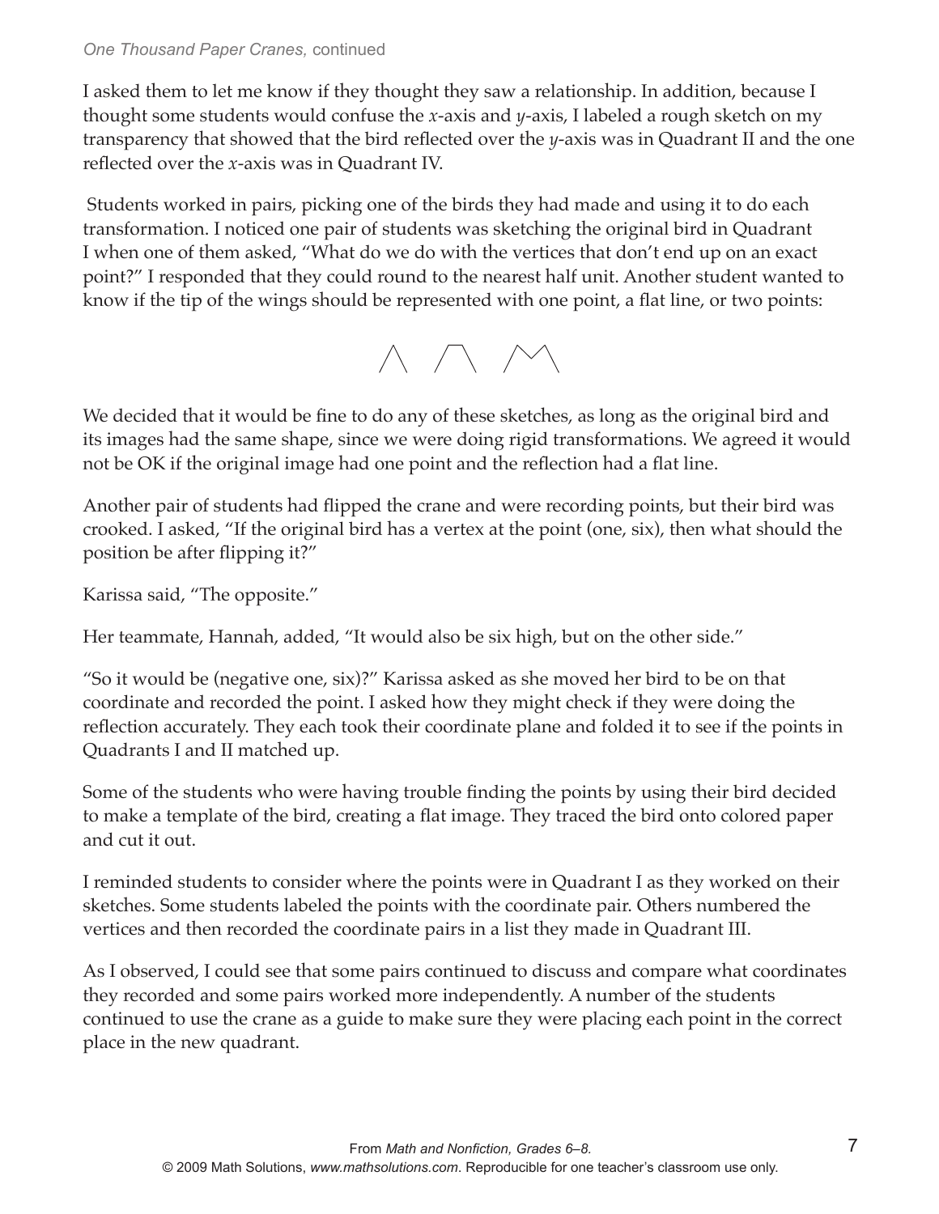I asked them to let me know if they thought they saw a relationship. In addition, because I thought some students would confuse the *x*-axis and *y*-axis, I labeled a rough sketch on my transparency that showed that the bird reflected over the *y*-axis was in Quadrant II and the one reflected over the *x*-axis was in Quadrant IV.

Students worked in pairs, picking one of the birds they had made and using it to do each transformation. I noticed one pair of students was sketching the original bird in Quadrant I when one of them asked, "What do we do with the vertices that don't end up on an exact point?" I responded that they could round to the nearest half unit. Another student wanted to know if the tip of the wings should be represented with one point, a flat line, or two points:

We decided that it would be fine to do any of these sketches, as long as the original bird and its images had the same shape, since we were doing rigid transformations. We agreed it would not be OK if the original image had one point and the reflection had a flat line.

Another pair of students had flipped the crane and were recording points, but their bird was crooked. I asked, "If the original bird has a vertex at the point (one, six), then what should the position be after flipping it?"

Karissa said, "The opposite."

Her teammate, Hannah, added, "It would also be six high, but on the other side."

"So it would be (negative one, six)?" Karissa asked as she moved her bird to be on that coordinate and recorded the point. I asked how they might check if they were doing the reflection accurately. They each took their coordinate plane and folded it to see if the points in Quadrants I and II matched up.

Some of the students who were having trouble finding the points by using their bird decided to make a template of the bird, creating a flat image. They traced the bird onto colored paper and cut it out.

I reminded students to consider where the points were in Quadrant I as they worked on their sketches. Some students labeled the points with the coordinate pair. Others numbered the vertices and then recorded the coordinate pairs in a list they made in Quadrant III.

As I observed, I could see that some pairs continued to discuss and compare what coordinates they recorded and some pairs worked more independently. A number of the students continued to use the crane as a guide to make sure they were placing each point in the correct place in the new quadrant.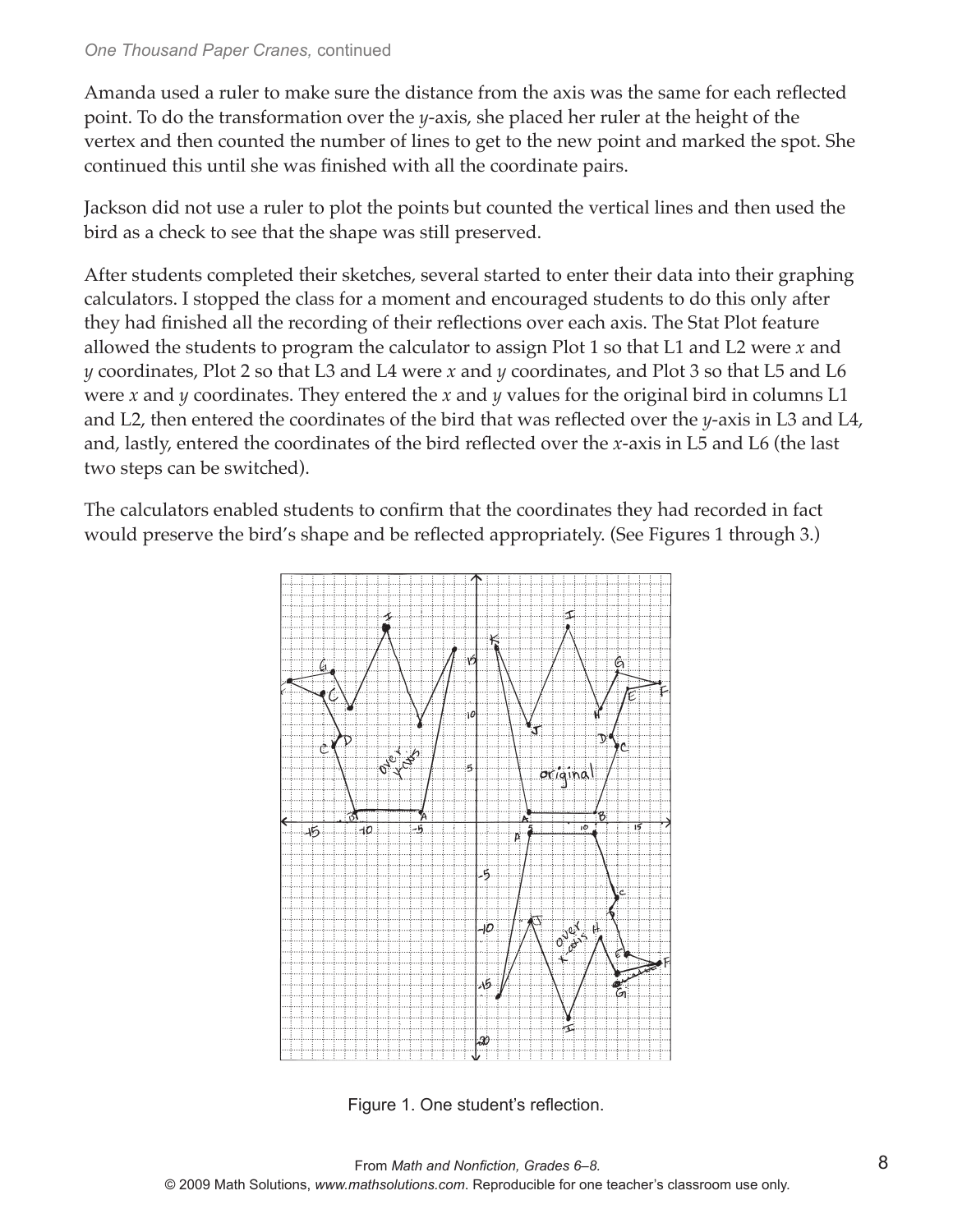Amanda used a ruler to make sure the distance from the axis was the same for each reflected point. To do the transformation over the *y*-axis, she placed her ruler at the height of the vertex and then counted the number of lines to get to the new point and marked the spot. She continued this until she was finished with all the coordinate pairs.

Jackson did not use a ruler to plot the points but counted the vertical lines and then used the bird as a check to see that the shape was still preserved.

After students completed their sketches, several started to enter their data into their graphing calculators. I stopped the class for a moment and encouraged students to do this only after they had finished all the recording of their reflections over each axis. The Stat Plot feature allowed the students to program the calculator to assign Plot 1 so that L1 and L2 were *x* and *y* coordinates, Plot 2 so that L3 and L4 were *x* and *y* coordinates, and Plot 3 so that L5 and L6 were *x* and *y* coordinates. They entered the *x* and *y* values for the original bird in columns L1 and L2, then entered the coordinates of the bird that was reflected over the *y*-axis in L3 and L4, and, lastly, entered the coordinates of the bird reflected over the *x*-axis in L5 and L6 (the last two steps can be switched).

The calculators enabled students to confirm that the coordinates they had recorded in fact would preserve the bird's shape and be reflected appropriately. (See Figures 1 through 3.)

Figure 1. One student's reflection.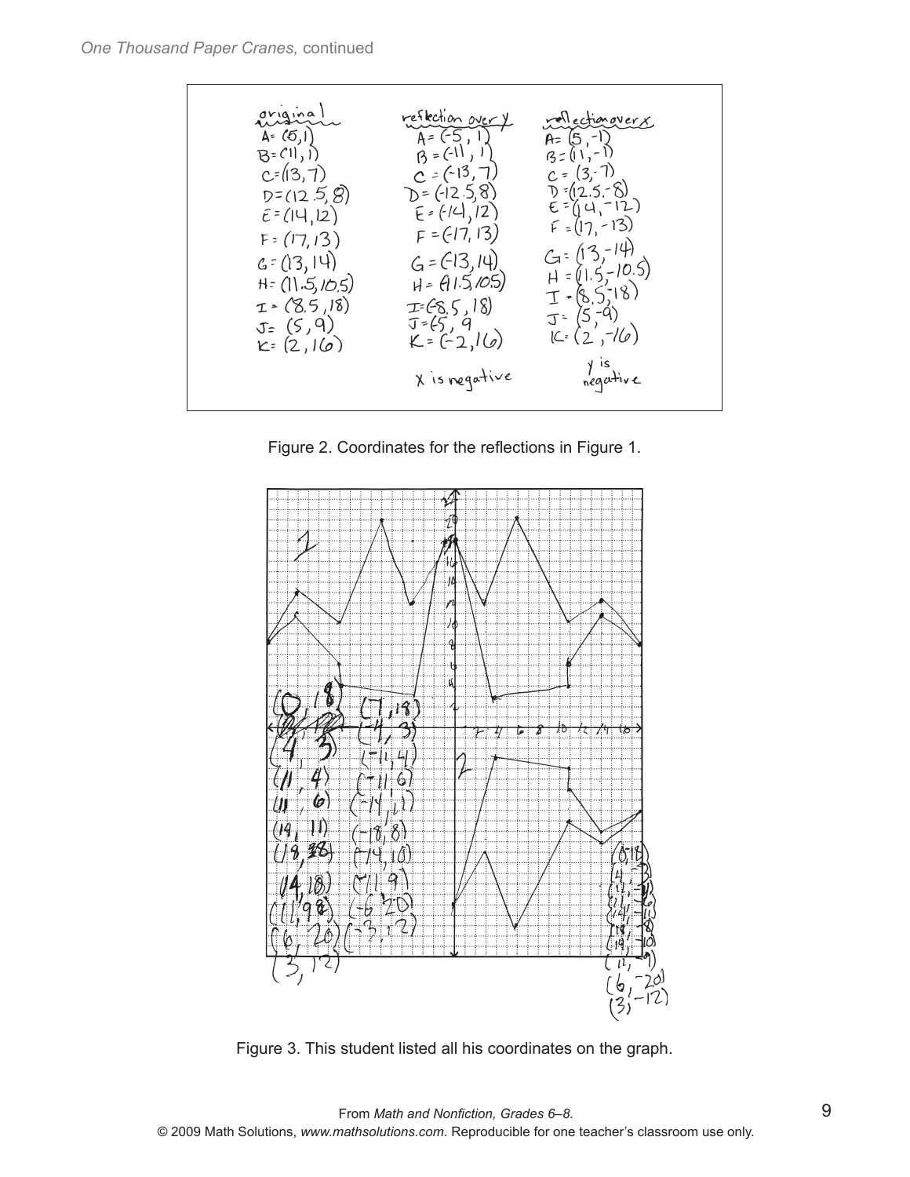| original | reflection over y | reflection over x |
|---|---|---|
| A= (5,1) | A= (-5, 1) | A= (5,-1) |
| B= (11, 1) | B = (-11, 1) | B = (11, -1) |
| C= (13, 7) | C = (-13, 7) | C = (3, -7) |
| D= (12.5, 8) | D= (-12.5, 8) | D = (12.5, -8) |
| E= (14, 12) | E = (-14, 12) | E = (14, -12) |
| F= (17, 13) | F = (-17, 13) | F = (17, -13) |
| G= (13, 14) | G = (-13, 14) | G= (13, -14) |
| H= (11.5, 10.5) | H = (-11.5, 10.5) | H = (11.5, -10.5) |
| I = (8.5, 18) | I= (-8.5, 18) | I = (8.5, -18) |
| J= (5, 9) | J = (-5, 9 | J= (5, -9) |
| K= (2, 16) | K = (-2, 16) | K= (2, -16) |
| | x is negative | y is negative |

Figure 2. Coordinates for the reflections in Figure 1.

Figure 3. This student listed all his coordinates on the graph.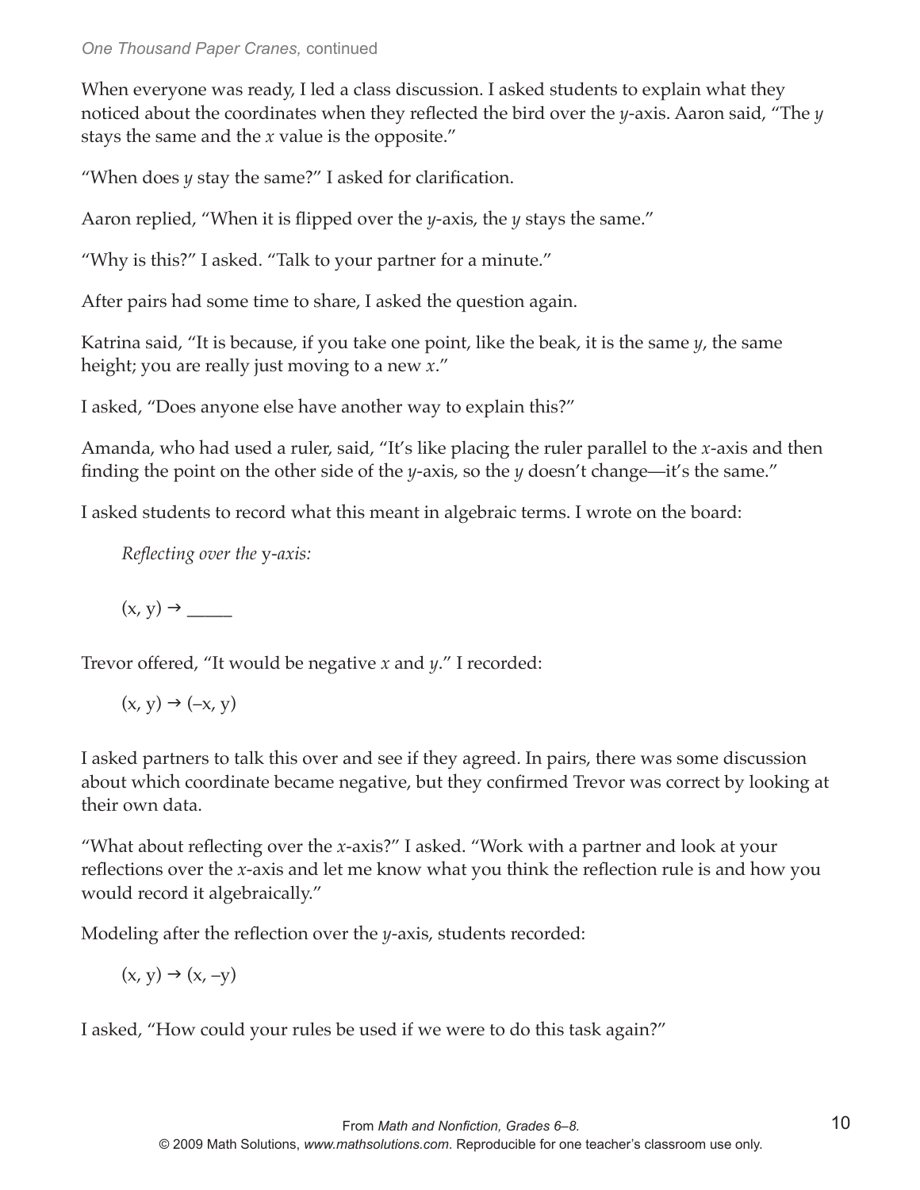When everyone was ready, I led a class discussion. I asked students to explain what they noticed about the coordinates when they reflected the bird over the $y$-axis. Aaron said, "The $y$ stays the same and the $x$ value is the opposite."

"When does $y$ stay the same?" I asked for clarification.

Aaron replied, "When it is flipped over the $y$-axis, the $y$ stays the same."

"Why is this?" I asked. "Talk to your partner for a minute."

After pairs had some time to share, I asked the question again.

Katrina said, "It is because, if you take one point, like the beak, it is the same $y$, the same height; you are really just moving to a new $x$."

I asked, "Does anyone else have another way to explain this?"

Amanda, who had used a ruler, said, "It's like placing the ruler parallel to the $x$-axis and then finding the point on the other side of the $y$-axis, so the $y$ doesn't change—it's the same."

I asked students to record what this meant in algebraic terms. I wrote on the board:

> *Reflecting over the* y*-axis:*
>
> $(x, y) \rightarrow$ _____

Trevor offered, "It would be negative $x$ and $y$." I recorded:

> $(x, y) \rightarrow (-x, y)$

I asked partners to talk this over and see if they agreed. In pairs, there was some discussion about which coordinate became negative, but they confirmed Trevor was correct by looking at their own data.

"What about reflecting over the $x$-axis?" I asked. "Work with a partner and look at your reflections over the $x$-axis and let me know what you think the reflection rule is and how you would record it algebraically."

Modeling after the reflection over the $y$-axis, students recorded:

> $(x, y) \rightarrow (x, -y)$

I asked, "How could your rules be used if we were to do this task again?"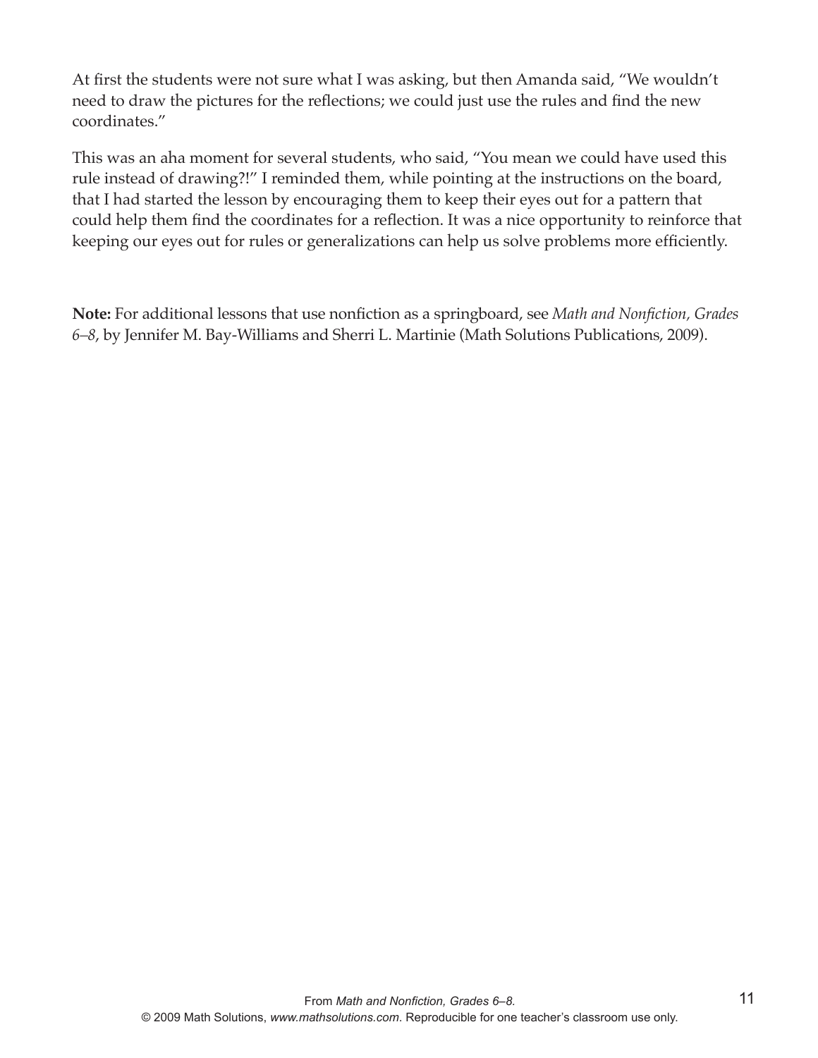At first the students were not sure what I was asking, but then Amanda said, "We wouldn't need to draw the pictures for the reflections; we could just use the rules and find the new coordinates."

This was an aha moment for several students, who said, "You mean we could have used this rule instead of drawing?!" I reminded them, while pointing at the instructions on the board, that I had started the lesson by encouraging them to keep their eyes out for a pattern that could help them find the coordinates for a reflection. It was a nice opportunity to reinforce that keeping our eyes out for rules or generalizations can help us solve problems more efficiently.

**Note:** For additional lessons that use nonfiction as a springboard, see *Math and Nonfiction, Grades 6–8,* by Jennifer M. Bay-Williams and Sherri L. Martinie (Math Solutions Publications, 2009).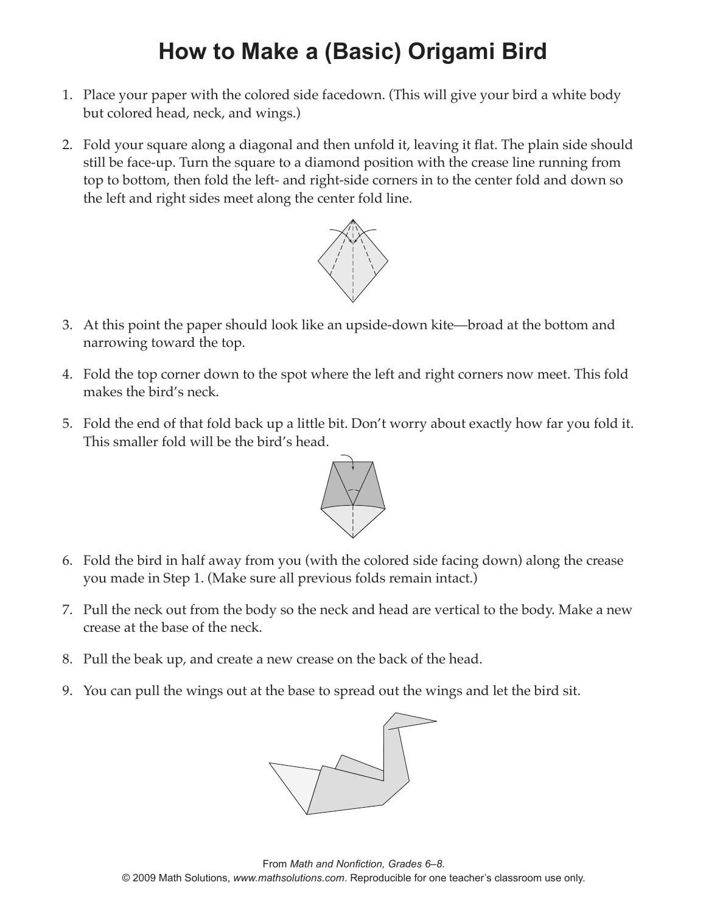# How to Make a (Basic) Origami Bird

1. Place your paper with the colored side facedown. (This will give your bird a white body but colored head, neck, and wings.)

2. Fold your square along a diagonal and then unfold it, leaving it flat. The plain side should still be face-up. Turn the square to a diamond position with the crease line running from top to bottom, then fold the left- and right-side corners in to the center fold and down so the left and right sides meet along the center fold line.

3. At this point the paper should look like an upside-down kite—broad at the bottom and narrowing toward the top.

4. Fold the top corner down to the spot where the left and right corners now meet. This fold makes the bird's neck.

5. Fold the end of that fold back up a little bit. Don't worry about exactly how far you fold it. This smaller fold will be the bird's head.

6. Fold the bird in half away from you (with the colored side facing down) along the crease you made in Step 1. (Make sure all previous folds remain intact.)

7. Pull the neck out from the body so the neck and head are vertical to the body. Make a new crease at the base of the neck.

8. Pull the beak up, and create a new crease on the back of the head.

9. You can pull the wings out at the base to spread out the wings and let the bird sit.

From *Math and Nonfiction, Grades 6–8.*
© 2009 Math Solutions, *www.mathsolutions.com*. Reproducible for one teacher's classroom use only.